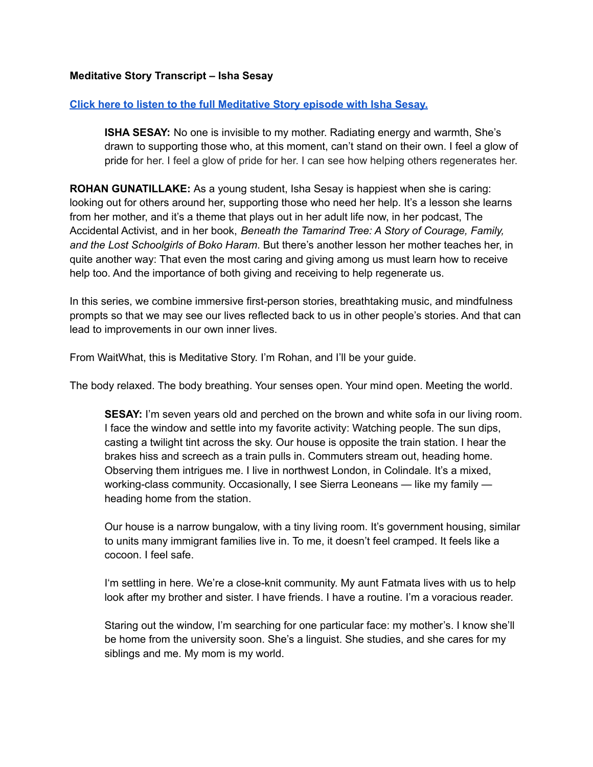**Meditative Story Transcript – Isha Sesay**

[Click here to listen to the full Meditative Story episode with Isha Sesay.]()

> **ISHA SESAY:** No one is invisible to my mother. Radiating energy and warmth, She's drawn to supporting those who, at this moment, can't stand on their own. I feel a glow of pride for her. I feel a glow of pride for her. I can see how helping others regenerates her.

**ROHAN GUNATILLAKE:** As a young student, Isha Sesay is happiest when she is caring: looking out for others around her, supporting those who need her help. It's a lesson she learns from her mother, and it's a theme that plays out in her adult life now, in her podcast, The Accidental Activist, and in her book, *Beneath the Tamarind Tree: A Story of Courage, Family, and the Lost Schoolgirls of Boko Haram*. But there's another lesson her mother teaches her, in quite another way: That even the most caring and giving among us must learn how to receive help too. And the importance of both giving and receiving to help regenerate us.

In this series, we combine immersive first-person stories, breathtaking music, and mindfulness prompts so that we may see our lives reflected back to us in other people's stories. And that can lead to improvements in our own inner lives.

From WaitWhat, this is Meditative Story. I'm Rohan, and I'll be your guide.

The body relaxed. The body breathing. Your senses open. Your mind open. Meeting the world.

> **SESAY:** I'm seven years old and perched on the brown and white sofa in our living room. I face the window and settle into my favorite activity: Watching people. The sun dips, casting a twilight tint across the sky. Our house is opposite the train station. I hear the brakes hiss and screech as a train pulls in. Commuters stream out, heading home. Observing them intrigues me. I live in northwest London, in Colindale. It's a mixed, working-class community. Occasionally, I see Sierra Leoneans — like my family — heading home from the station.
>
> Our house is a narrow bungalow, with a tiny living room. It's government housing, similar to units many immigrant families live in. To me, it doesn't feel cramped. It feels like a cocoon. I feel safe.
>
> I'm settling in here. We're a close-knit community. My aunt Fatmata lives with us to help look after my brother and sister. I have friends. I have a routine. I'm a voracious reader.
>
> Staring out the window, I'm searching for one particular face: my mother's. I know she'll be home from the university soon. She's a linguist. She studies, and she cares for my siblings and me. My mom is my world.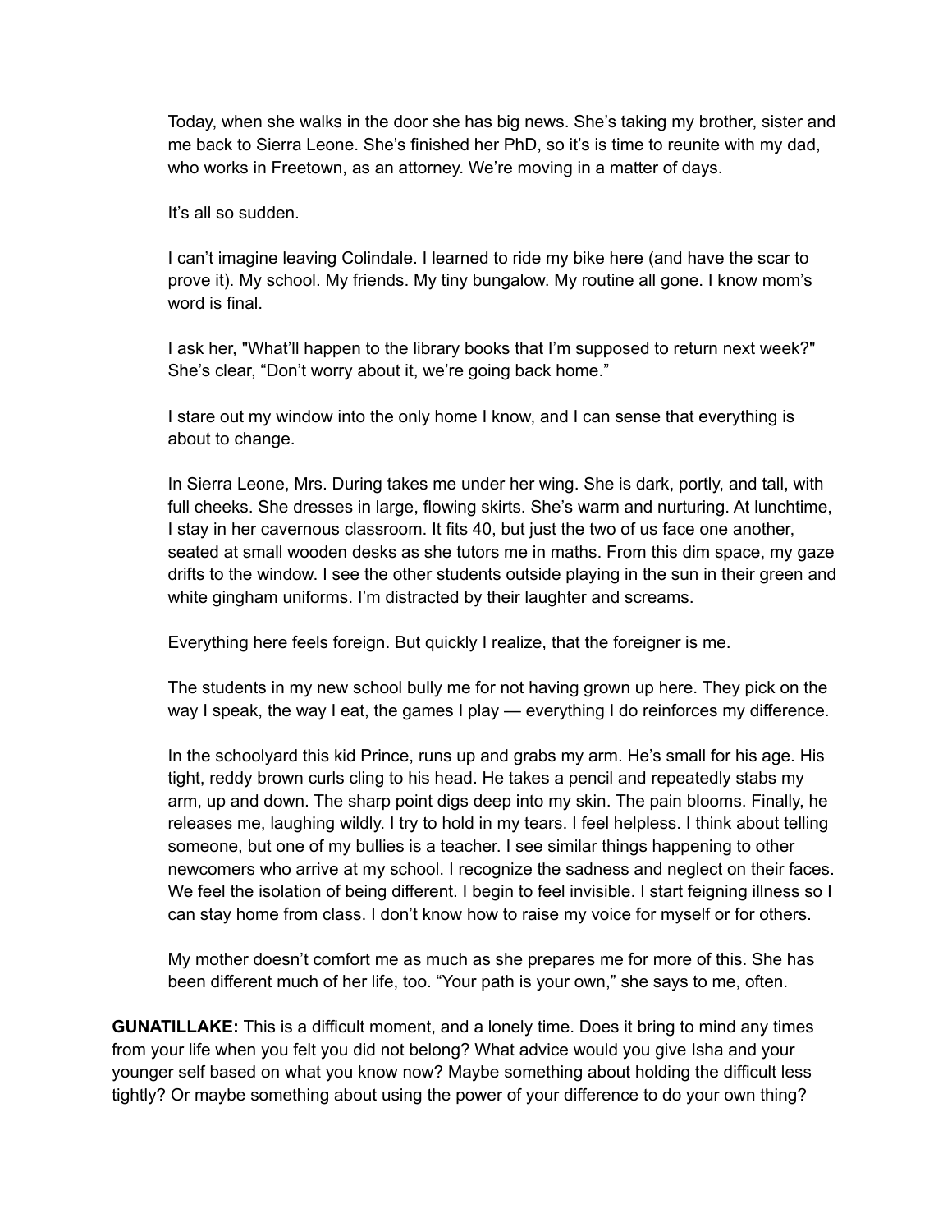Today, when she walks in the door she has big news. She's taking my brother, sister and me back to Sierra Leone. She's finished her PhD, so it's is time to reunite with my dad, who works in Freetown, as an attorney. We're moving in a matter of days.

It's all so sudden.

I can't imagine leaving Colindale. I learned to ride my bike here (and have the scar to prove it). My school. My friends. My tiny bungalow. My routine all gone. I know mom's word is final.

I ask her, "What'll happen to the library books that I'm supposed to return next week?" She's clear, "Don't worry about it, we're going back home."

I stare out my window into the only home I know, and I can sense that everything is about to change.

In Sierra Leone, Mrs. During takes me under her wing. She is dark, portly, and tall, with full cheeks. She dresses in large, flowing skirts. She's warm and nurturing. At lunchtime, I stay in her cavernous classroom. It fits 40, but just the two of us face one another, seated at small wooden desks as she tutors me in maths. From this dim space, my gaze drifts to the window. I see the other students outside playing in the sun in their green and white gingham uniforms. I'm distracted by their laughter and screams.

Everything here feels foreign. But quickly I realize, that the foreigner is me.

The students in my new school bully me for not having grown up here. They pick on the way I speak, the way I eat, the games I play — everything I do reinforces my difference.

In the schoolyard this kid Prince, runs up and grabs my arm. He's small for his age. His tight, reddy brown curls cling to his head. He takes a pencil and repeatedly stabs my arm, up and down. The sharp point digs deep into my skin. The pain blooms. Finally, he releases me, laughing wildly. I try to hold in my tears. I feel helpless. I think about telling someone, but one of my bullies is a teacher. I see similar things happening to other newcomers who arrive at my school. I recognize the sadness and neglect on their faces. We feel the isolation of being different. I begin to feel invisible. I start feigning illness so I can stay home from class. I don't know how to raise my voice for myself or for others.

My mother doesn't comfort me as much as she prepares me for more of this. She has been different much of her life, too. "Your path is your own," she says to me, often.

**GUNATILLAKE:** This is a difficult moment, and a lonely time. Does it bring to mind any times from your life when you felt you did not belong? What advice would you give Isha and your younger self based on what you know now? Maybe something about holding the difficult less tightly? Or maybe something about using the power of your difference to do your own thing?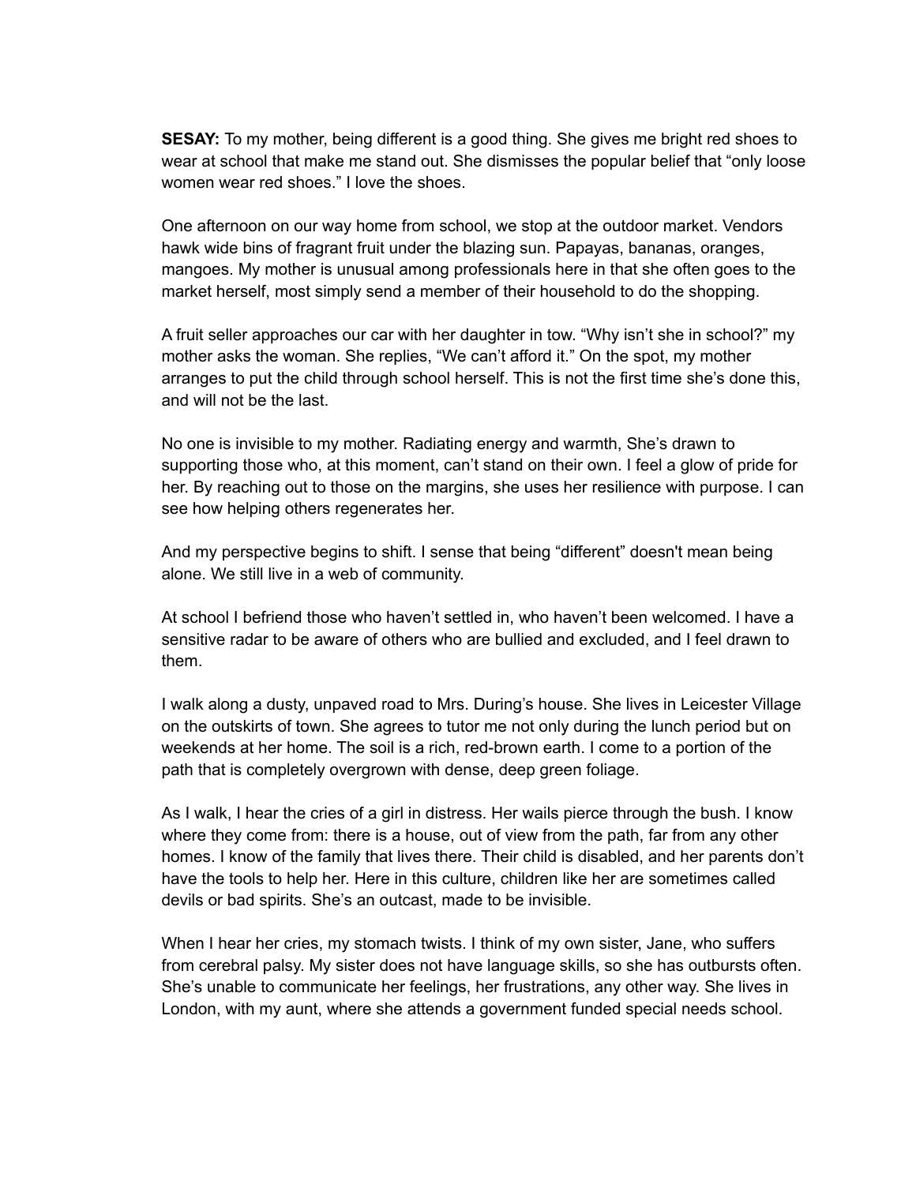**SESAY:** To my mother, being different is a good thing. She gives me bright red shoes to wear at school that make me stand out. She dismisses the popular belief that "only loose women wear red shoes." I love the shoes.

One afternoon on our way home from school, we stop at the outdoor market. Vendors hawk wide bins of fragrant fruit under the blazing sun. Papayas, bananas, oranges, mangoes. My mother is unusual among professionals here in that she often goes to the market herself, most simply send a member of their household to do the shopping.

A fruit seller approaches our car with her daughter in tow. "Why isn't she in school?" my mother asks the woman. She replies, "We can't afford it." On the spot, my mother arranges to put the child through school herself. This is not the first time she's done this, and will not be the last.

No one is invisible to my mother. Radiating energy and warmth, She's drawn to supporting those who, at this moment, can't stand on their own. I feel a glow of pride for her. By reaching out to those on the margins, she uses her resilience with purpose. I can see how helping others regenerates her.

And my perspective begins to shift. I sense that being "different" doesn't mean being alone. We still live in a web of community.

At school I befriend those who haven't settled in, who haven't been welcomed. I have a sensitive radar to be aware of others who are bullied and excluded, and I feel drawn to them.

I walk along a dusty, unpaved road to Mrs. During's house. She lives in Leicester Village on the outskirts of town. She agrees to tutor me not only during the lunch period but on weekends at her home. The soil is a rich, red-brown earth. I come to a portion of the path that is completely overgrown with dense, deep green foliage.

As I walk, I hear the cries of a girl in distress. Her wails pierce through the bush. I know where they come from: there is a house, out of view from the path, far from any other homes. I know of the family that lives there. Their child is disabled, and her parents don't have the tools to help her. Here in this culture, children like her are sometimes called devils or bad spirits. She's an outcast, made to be invisible.

When I hear her cries, my stomach twists. I think of my own sister, Jane, who suffers from cerebral palsy. My sister does not have language skills, so she has outbursts often. She's unable to communicate her feelings, her frustrations, any other way. She lives in London, with my aunt, where she attends a government funded special needs school.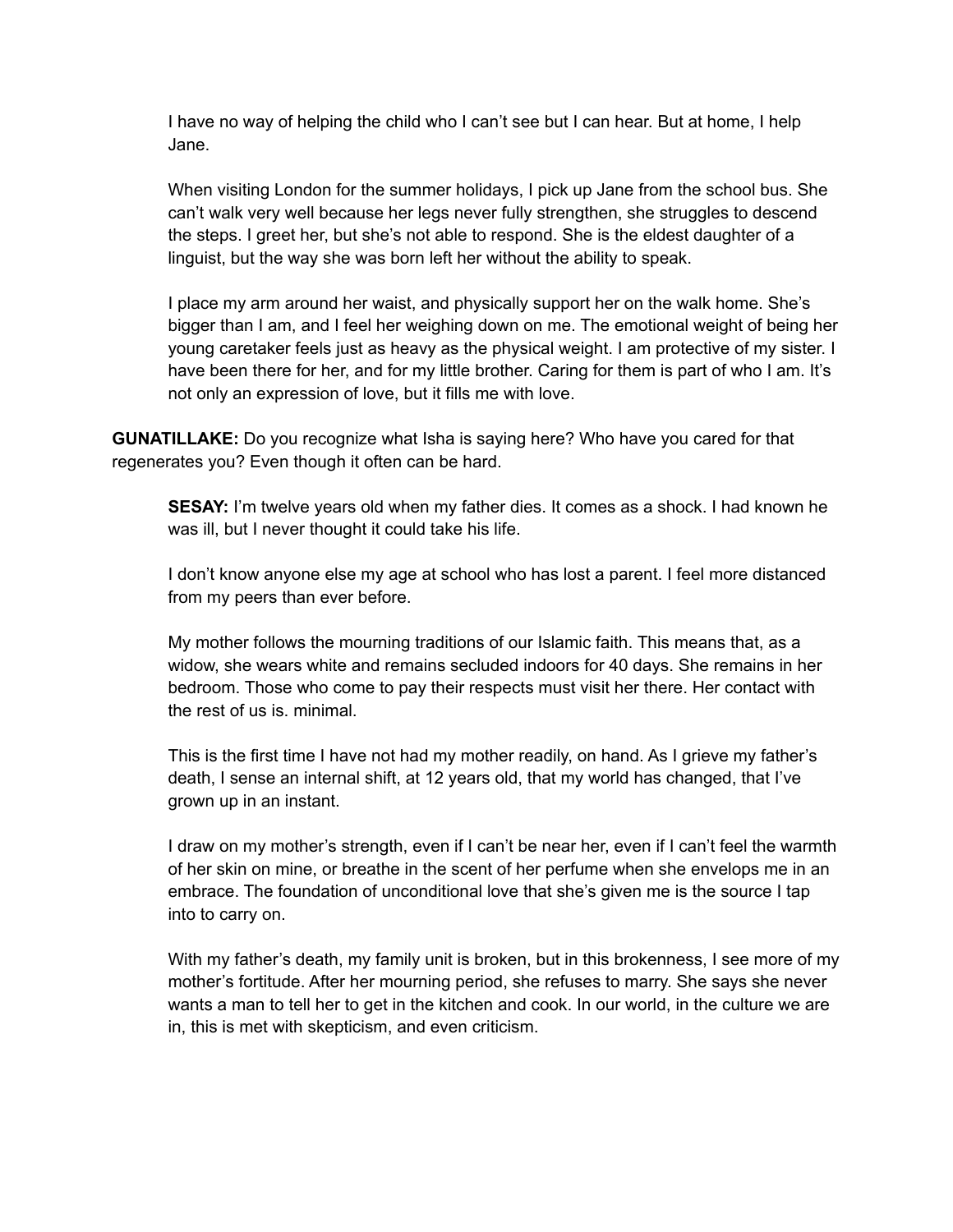I have no way of helping the child who I can't see but I can hear. But at home, I help Jane.

When visiting London for the summer holidays, I pick up Jane from the school bus. She can't walk very well because her legs never fully strengthen, she struggles to descend the steps. I greet her, but she's not able to respond. She is the eldest daughter of a linguist, but the way she was born left her without the ability to speak.

I place my arm around her waist, and physically support her on the walk home. She's bigger than I am, and I feel her weighing down on me. The emotional weight of being her young caretaker feels just as heavy as the physical weight. I am protective of my sister. I have been there for her, and for my little brother. Caring for them is part of who I am. It's not only an expression of love, but it fills me with love.

**GUNATILLAKE:** Do you recognize what Isha is saying here? Who have you cared for that regenerates you? Even though it often can be hard.

**SESAY:** I'm twelve years old when my father dies. It comes as a shock. I had known he was ill, but I never thought it could take his life.

I don't know anyone else my age at school who has lost a parent. I feel more distanced from my peers than ever before.

My mother follows the mourning traditions of our Islamic faith. This means that, as a widow, she wears white and remains secluded indoors for 40 days. She remains in her bedroom. Those who come to pay their respects must visit her there. Her contact with the rest of us is. minimal.

This is the first time I have not had my mother readily, on hand. As I grieve my father's death, I sense an internal shift, at 12 years old, that my world has changed, that I've grown up in an instant.

I draw on my mother's strength, even if I can't be near her, even if I can't feel the warmth of her skin on mine, or breathe in the scent of her perfume when she envelops me in an embrace. The foundation of unconditional love that she's given me is the source I tap into to carry on.

With my father's death, my family unit is broken, but in this brokenness, I see more of my mother's fortitude. After her mourning period, she refuses to marry. She says she never wants a man to tell her to get in the kitchen and cook. In our world, in the culture we are in, this is met with skepticism, and even criticism.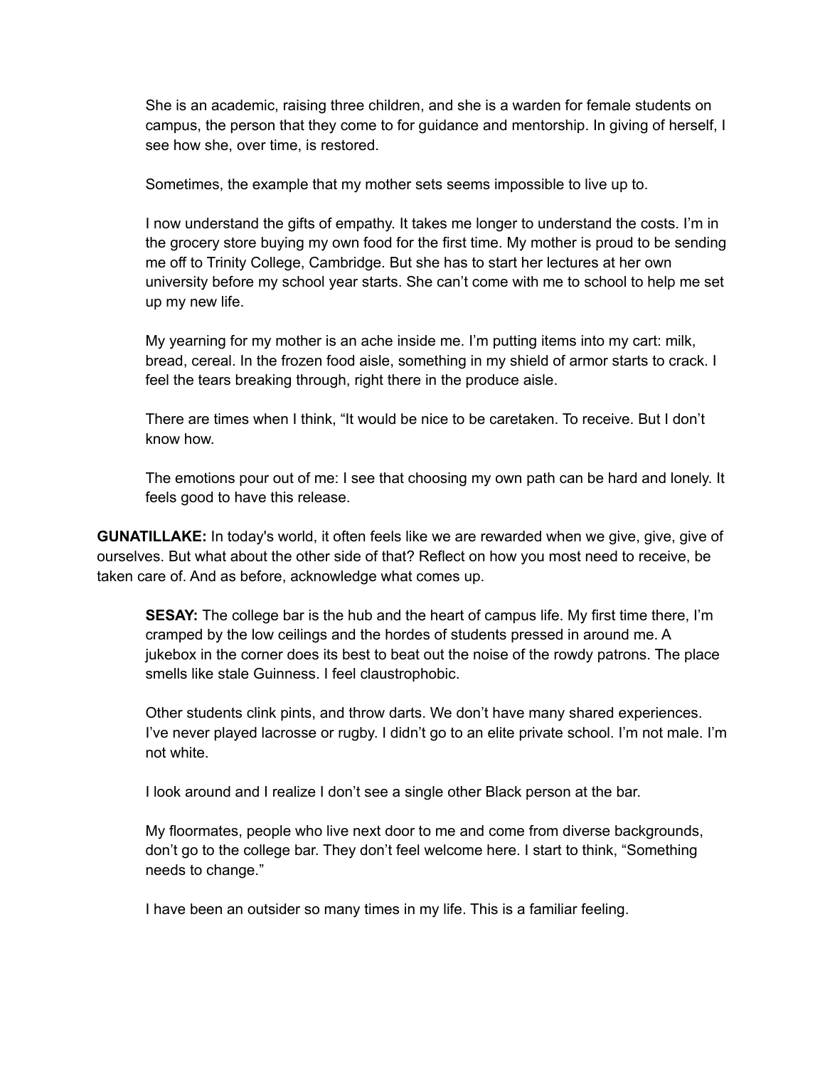She is an academic, raising three children, and she is a warden for female students on campus, the person that they come to for guidance and mentorship. In giving of herself, I see how she, over time, is restored.

Sometimes, the example that my mother sets seems impossible to live up to.

I now understand the gifts of empathy. It takes me longer to understand the costs. I'm in the grocery store buying my own food for the first time. My mother is proud to be sending me off to Trinity College, Cambridge. But she has to start her lectures at her own university before my school year starts. She can't come with me to school to help me set up my new life.

My yearning for my mother is an ache inside me. I'm putting items into my cart: milk, bread, cereal. In the frozen food aisle, something in my shield of armor starts to crack. I feel the tears breaking through, right there in the produce aisle.

There are times when I think, "It would be nice to be caretaken. To receive. But I don't know how.

The emotions pour out of me: I see that choosing my own path can be hard and lonely. It feels good to have this release.

**GUNATILLAKE:** In today's world, it often feels like we are rewarded when we give, give, give of ourselves. But what about the other side of that? Reflect on how you most need to receive, be taken care of. And as before, acknowledge what comes up.

**SESAY:** The college bar is the hub and the heart of campus life. My first time there, I'm cramped by the low ceilings and the hordes of students pressed in around me. A jukebox in the corner does its best to beat out the noise of the rowdy patrons. The place smells like stale Guinness. I feel claustrophobic.

Other students clink pints, and throw darts. We don't have many shared experiences. I've never played lacrosse or rugby. I didn't go to an elite private school. I'm not male. I'm not white.

I look around and I realize I don't see a single other Black person at the bar.

My floormates, people who live next door to me and come from diverse backgrounds, don't go to the college bar. They don't feel welcome here. I start to think, "Something needs to change."

I have been an outsider so many times in my life. This is a familiar feeling.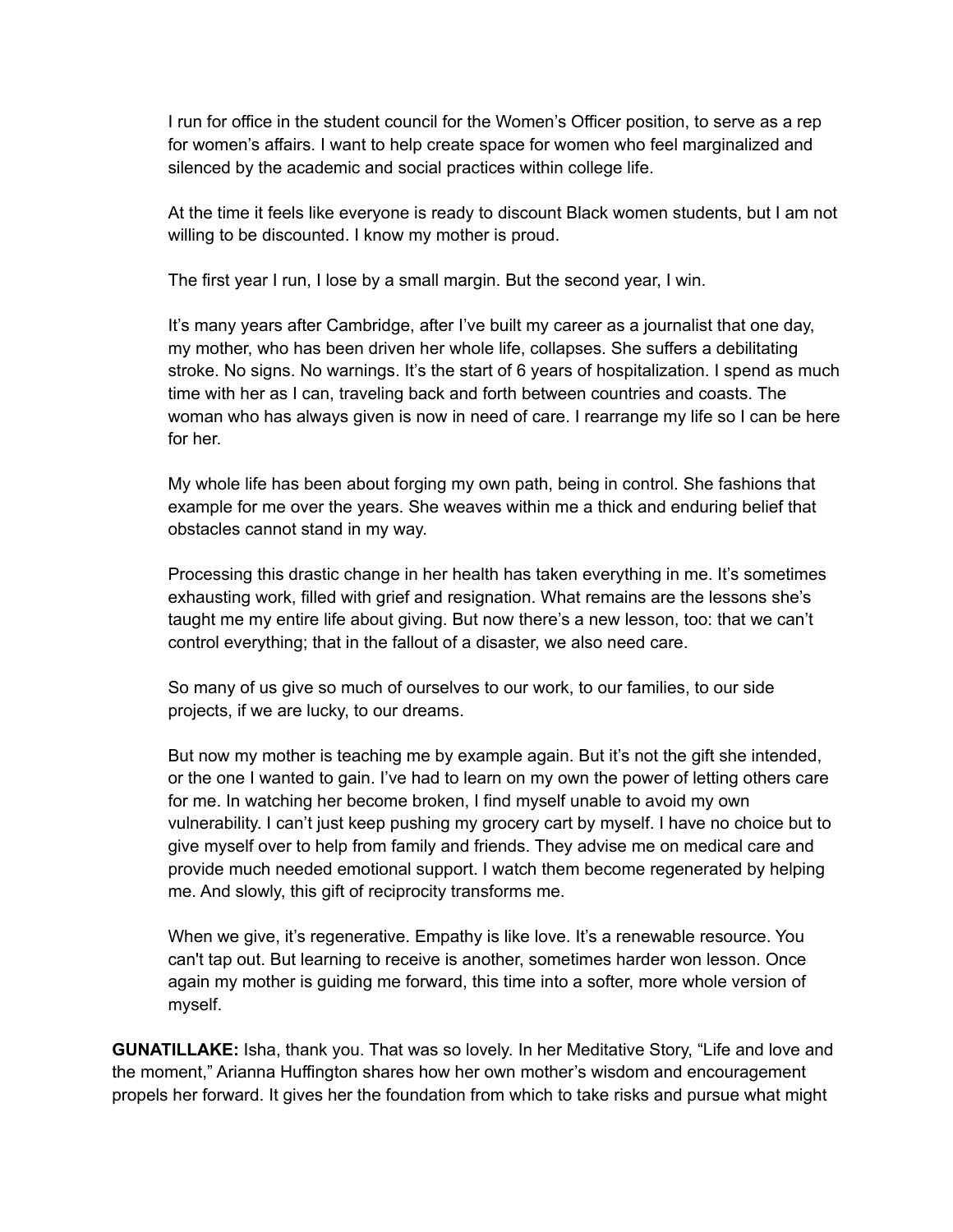I run for office in the student council for the Women's Officer position, to serve as a rep for women's affairs. I want to help create space for women who feel marginalized and silenced by the academic and social practices within college life.

At the time it feels like everyone is ready to discount Black women students, but I am not willing to be discounted. I know my mother is proud.

The first year I run, I lose by a small margin. But the second year, I win.

It's many years after Cambridge, after I've built my career as a journalist that one day, my mother, who has been driven her whole life, collapses. She suffers a debilitating stroke. No signs. No warnings. It's the start of 6 years of hospitalization. I spend as much time with her as I can, traveling back and forth between countries and coasts. The woman who has always given is now in need of care. I rearrange my life so I can be here for her.

My whole life has been about forging my own path, being in control. She fashions that example for me over the years. She weaves within me a thick and enduring belief that obstacles cannot stand in my way.

Processing this drastic change in her health has taken everything in me. It's sometimes exhausting work, filled with grief and resignation. What remains are the lessons she's taught me my entire life about giving. But now there's a new lesson, too: that we can't control everything; that in the fallout of a disaster, we also need care.

So many of us give so much of ourselves to our work, to our families, to our side projects, if we are lucky, to our dreams.

But now my mother is teaching me by example again. But it's not the gift she intended, or the one I wanted to gain. I've had to learn on my own the power of letting others care for me. In watching her become broken, I find myself unable to avoid my own vulnerability. I can't just keep pushing my grocery cart by myself. I have no choice but to give myself over to help from family and friends. They advise me on medical care and provide much needed emotional support. I watch them become regenerated by helping me. And slowly, this gift of reciprocity transforms me.

When we give, it's regenerative. Empathy is like love. It's a renewable resource. You can't tap out. But learning to receive is another, sometimes harder won lesson. Once again my mother is guiding me forward, this time into a softer, more whole version of myself.

**GUNATILLAKE:** Isha, thank you. That was so lovely. In her Meditative Story, "Life and love and the moment," Arianna Huffington shares how her own mother's wisdom and encouragement propels her forward. It gives her the foundation from which to take risks and pursue what might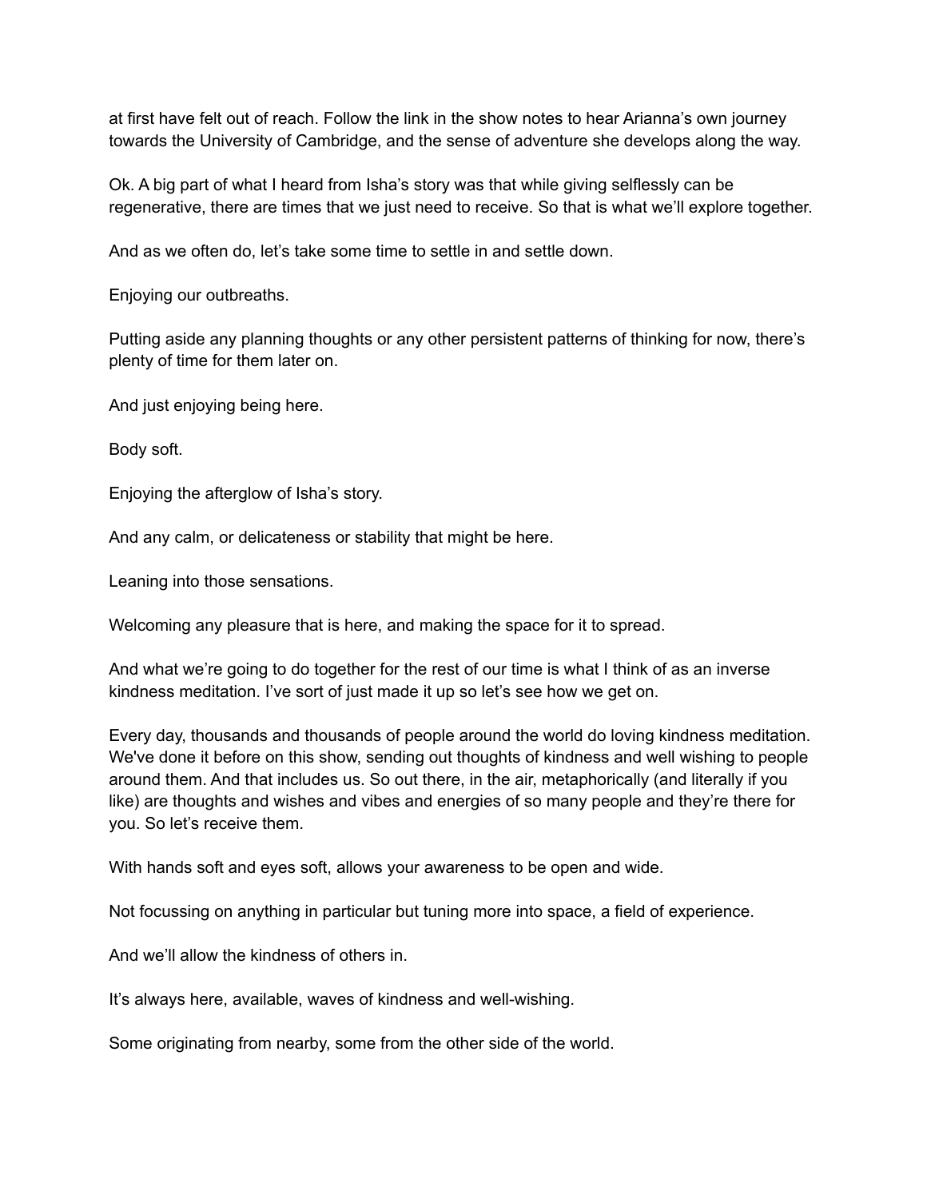at first have felt out of reach. Follow the link in the show notes to hear Arianna's own journey towards the University of Cambridge, and the sense of adventure she develops along the way.

Ok. A big part of what I heard from Isha's story was that while giving selflessly can be regenerative, there are times that we just need to receive. So that is what we'll explore together.

And as we often do, let's take some time to settle in and settle down.

Enjoying our outbreaths.

Putting aside any planning thoughts or any other persistent patterns of thinking for now, there's plenty of time for them later on.

And just enjoying being here.

Body soft.

Enjoying the afterglow of Isha's story.

And any calm, or delicateness or stability that might be here.

Leaning into those sensations.

Welcoming any pleasure that is here, and making the space for it to spread.

And what we're going to do together for the rest of our time is what I think of as an inverse kindness meditation. I've sort of just made it up so let's see how we get on.

Every day, thousands and thousands of people around the world do loving kindness meditation. We've done it before on this show, sending out thoughts of kindness and well wishing to people around them. And that includes us. So out there, in the air, metaphorically (and literally if you like) are thoughts and wishes and vibes and energies of so many people and they're there for you. So let's receive them.

With hands soft and eyes soft, allows your awareness to be open and wide.

Not focussing on anything in particular but tuning more into space, a field of experience.

And we'll allow the kindness of others in.

It's always here, available, waves of kindness and well-wishing.

Some originating from nearby, some from the other side of the world.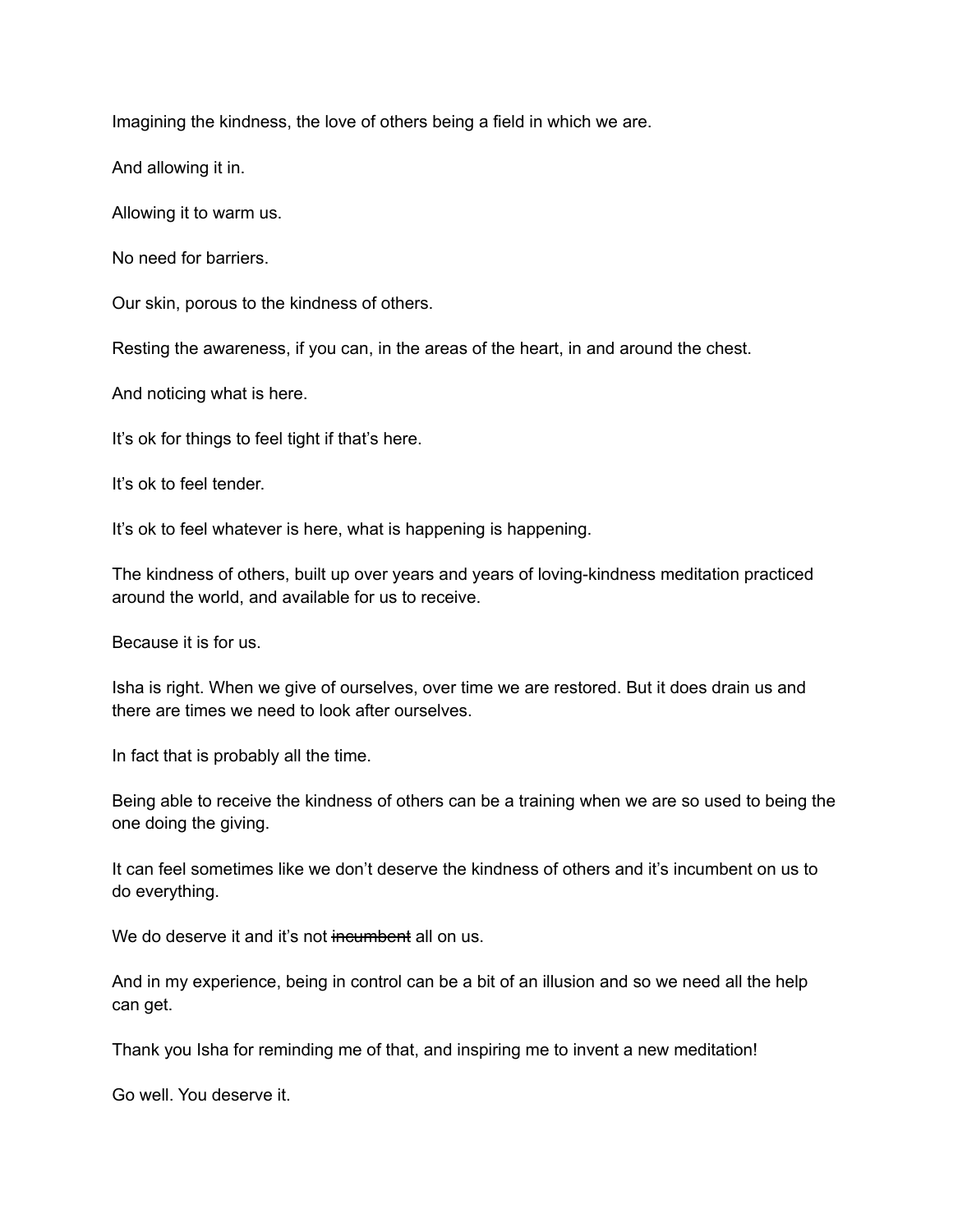Imagining the kindness, the love of others being a field in which we are.

And allowing it in.

Allowing it to warm us.

No need for barriers.

Our skin, porous to the kindness of others.

Resting the awareness, if you can, in the areas of the heart, in and around the chest.

And noticing what is here.

It's ok for things to feel tight if that's here.

It's ok to feel tender.

It's ok to feel whatever is here, what is happening is happening.

The kindness of others, built up over years and years of loving-kindness meditation practiced around the world, and available for us to receive.

Because it is for us.

Isha is right. When we give of ourselves, over time we are restored. But it does drain us and there are times we need to look after ourselves.

In fact that is probably all the time.

Being able to receive the kindness of others can be a training when we are so used to being the one doing the giving.

It can feel sometimes like we don't deserve the kindness of others and it's incumbent on us to do everything.

We do deserve it and it's not ~~incumbent~~ all on us.

And in my experience, being in control can be a bit of an illusion and so we need all the help can get.

Thank you Isha for reminding me of that, and inspiring me to invent a new meditation!

Go well. You deserve it.